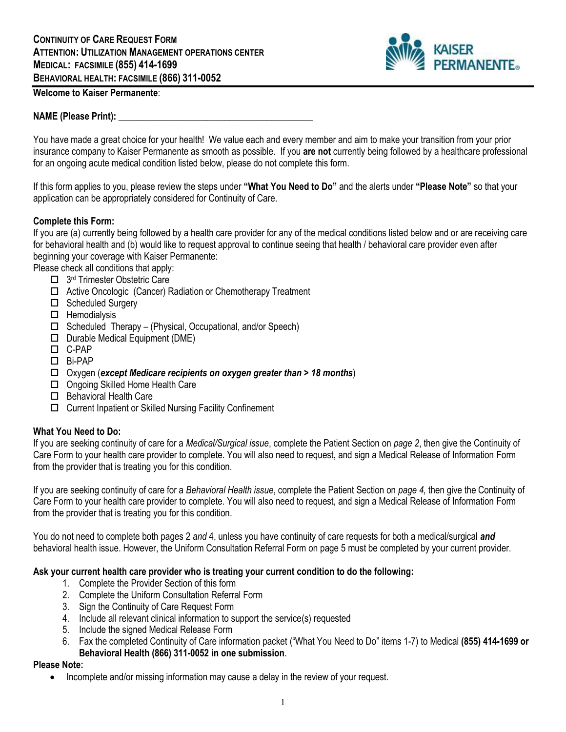**CONTINUITY OF CARE REQUEST FORM**
**ATTENTION: UTILIZATION MANAGEMENT OPERATIONS CENTER**
**MEDICAL: FACSIMILE (855) 414-1699**
**BEHAVIORAL HEALTH: FACSIMILE (866) 311-0052**

KAISER PERMANENTE®

**Welcome to Kaiser Permanente**:

**NAME (Please Print):** ___________________________________________

You have made a great choice for your health! We value each and every member and aim to make your transition from your prior insurance company to Kaiser Permanente as smooth as possible. If you **are not** currently being followed by a healthcare professional for an ongoing acute medical condition listed below, please do not complete this form.

If this form applies to you, please review the steps under **"What You Need to Do"** and the alerts under **"Please Note"** so that your application can be appropriately considered for Continuity of Care.

**Complete this Form:**

If you are (a) currently being followed by a health care provider for any of the medical conditions listed below and or are receiving care for behavioral health and (b) would like to request approval to continue seeing that health / behavioral care provider even after beginning your coverage with Kaiser Permanente:

Please check all conditions that apply:

- ☐ 3rd Trimester Obstetric Care
- ☐ Active Oncologic (Cancer) Radiation or Chemotherapy Treatment
- ☐ Scheduled Surgery
- ☐ Hemodialysis
- ☐ Scheduled Therapy – (Physical, Occupational, and/or Speech)
- ☐ Durable Medical Equipment (DME)
- ☐ C-PAP
- ☐ Bi-PAP
- ☐ Oxygen (***except Medicare recipients on oxygen greater than > 18 months***)
- ☐ Ongoing Skilled Home Health Care
- ☐ Behavioral Health Care
- ☐ Current Inpatient or Skilled Nursing Facility Confinement

**What You Need to Do:**

If you are seeking continuity of care for a *Medical/Surgical issue*, complete the Patient Section on *page 2*, then give the Continuity of Care Form to your health care provider to complete. You will also need to request, and sign a Medical Release of Information Form from the provider that is treating you for this condition.

If you are seeking continuity of care for a *Behavioral Health issue*, complete the Patient Section on *page 4,* then give the Continuity of Care Form to your health care provider to complete. You will also need to request, and sign a Medical Release of Information Form from the provider that is treating you for this condition.

You do not need to complete both pages 2 *and* 4, unless you have continuity of care requests for both a medical/surgical ***and*** behavioral health issue. However, the Uniform Consultation Referral Form on page 5 must be completed by your current provider.

**Ask your current health care provider who is treating your current condition to do the following:**

1. Complete the Provider Section of this form
2. Complete the Uniform Consultation Referral Form
3. Sign the Continuity of Care Request Form
4. Include all relevant clinical information to support the service(s) requested
5. Include the signed Medical Release Form
6. Fax the completed Continuity of Care information packet ("What You Need to Do" items 1-7) to Medical **(855) 414-1699 or Behavioral Health (866) 311-0052 in one submission**.

**Please Note:**

- Incomplete and/or missing information may cause a delay in the review of your request.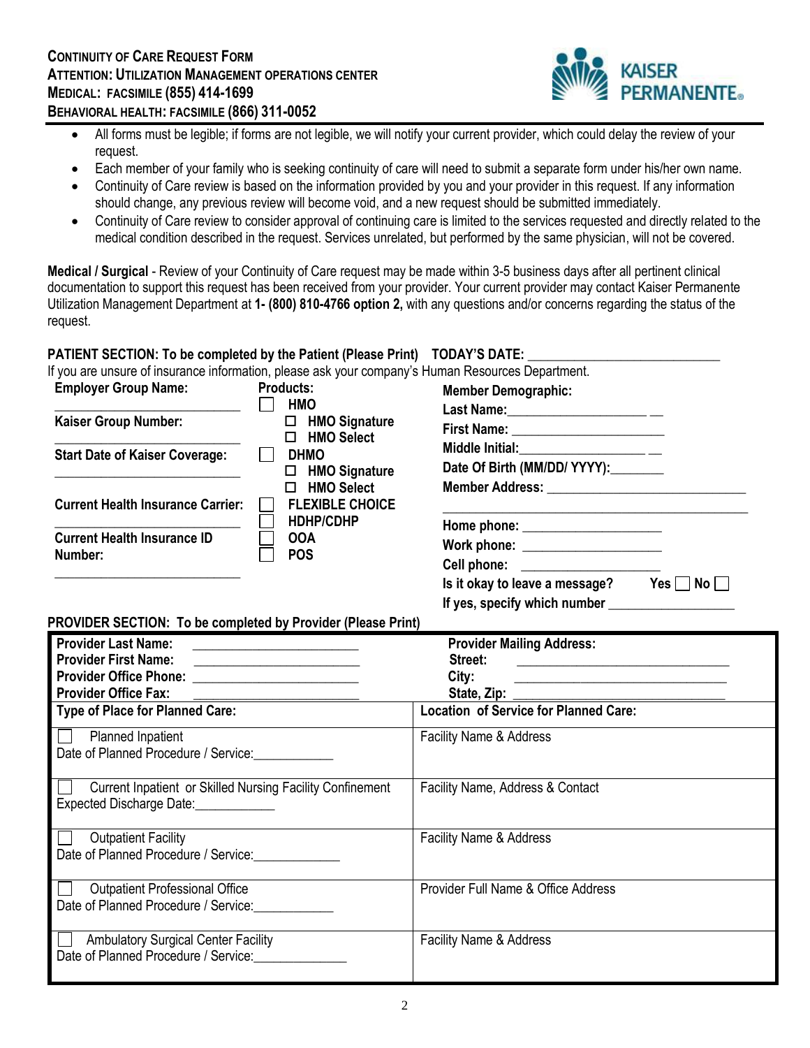**CONTINUITY OF CARE REQUEST FORM**
**ATTENTION: UTILIZATION MANAGEMENT OPERATIONS CENTER**
**MEDICAL: FACSIMILE (855) 414-1699**
**BEHAVIORAL HEALTH: FACSIMILE (866) 311-0052**

KAISER PERMANENTE®

- All forms must be legible; if forms are not legible, we will notify your current provider, which could delay the review of your request.
- Each member of your family who is seeking continuity of care will need to submit a separate form under his/her own name.
- Continuity of Care review is based on the information provided by you and your provider in this request. If any information should change, any previous review will become void, and a new request should be submitted immediately.
- Continuity of Care review to consider approval of continuing care is limited to the services requested and directly related to the medical condition described in the request. Services unrelated, but performed by the same physician, will not be covered.

**Medical / Surgical** - Review of your Continuity of Care request may be made within 3-5 business days after all pertinent clinical documentation to support this request has been received from your provider. Your current provider may contact Kaiser Permanente Utilization Management Department at **1- (800) 810-4766 option 2,** with any questions and/or concerns regarding the status of the request.

**PATIENT SECTION: To be completed by the Patient (Please Print)** **TODAY'S DATE:** ___________________________

If you are unsure of insurance information, please ask your company's Human Resources Department.

**Employer Group Name:** ___________________________

**Kaiser Group Number:** ___________________________

**Start Date of Kaiser Coverage:** ___________________________

**Current Health Insurance Carrier:** ___________________________

**Current Health Insurance ID Number:** ___________________________

**Products:**

- ☐ **HMO**
  - ☐ **HMO Signature**
  - ☐ **HMO Select**
- ☐ **DHMO**
  - ☐ **HMO Signature**
  - ☐ **HMO Select**
- ☐ **FLEXIBLE CHOICE**
- ☐ **HDHP/CDHP**
- ☐ **OOA**
- ☐ **POS**

**Member Demographic:**

**Last Name:** ___________________________

**First Name:** ___________________________

**Middle Initial:** ___________________________

**Date Of Birth (MM/DD/ YYYY):** ________

**Member Address:** ___________________________

___________________________________________

**Home phone:** ____________________

**Work phone:** ____________________

**Cell phone:** ____________________

**Is it okay to leave a message?** Yes ☐ No ☐

**If yes, specify which number** __________________

**PROVIDER SECTION: To be completed by Provider (Please Print)**

| **Provider Last Name:** ________________________<br>**Provider First Name:** ________________________<br>**Provider Office Phone:** ________________________<br>**Provider Office Fax:** ________________________ | **Provider Mailing Address:**<br>**Street:** ________________________________<br>**City:** ________________________________<br>**State, Zip:** ________________________________ |
|---|---|
| **Type of Place for Planned Care:** | **Location of Service for Planned Care:** |
| ☐ Planned Inpatient<br>Date of Planned Procedure / Service:___________ | Facility Name & Address |
| ☐ Current Inpatient or Skilled Nursing Facility Confinement<br>Expected Discharge Date:___________ | Facility Name, Address & Contact |
| ☐ Outpatient Facility<br>Date of Planned Procedure / Service:____________ | Facility Name & Address |
| ☐ Outpatient Professional Office<br>Date of Planned Procedure / Service:___________ | Provider Full Name & Office Address |
| ☐ Ambulatory Surgical Center Facility<br>Date of Planned Procedure / Service:_____________ | Facility Name & Address |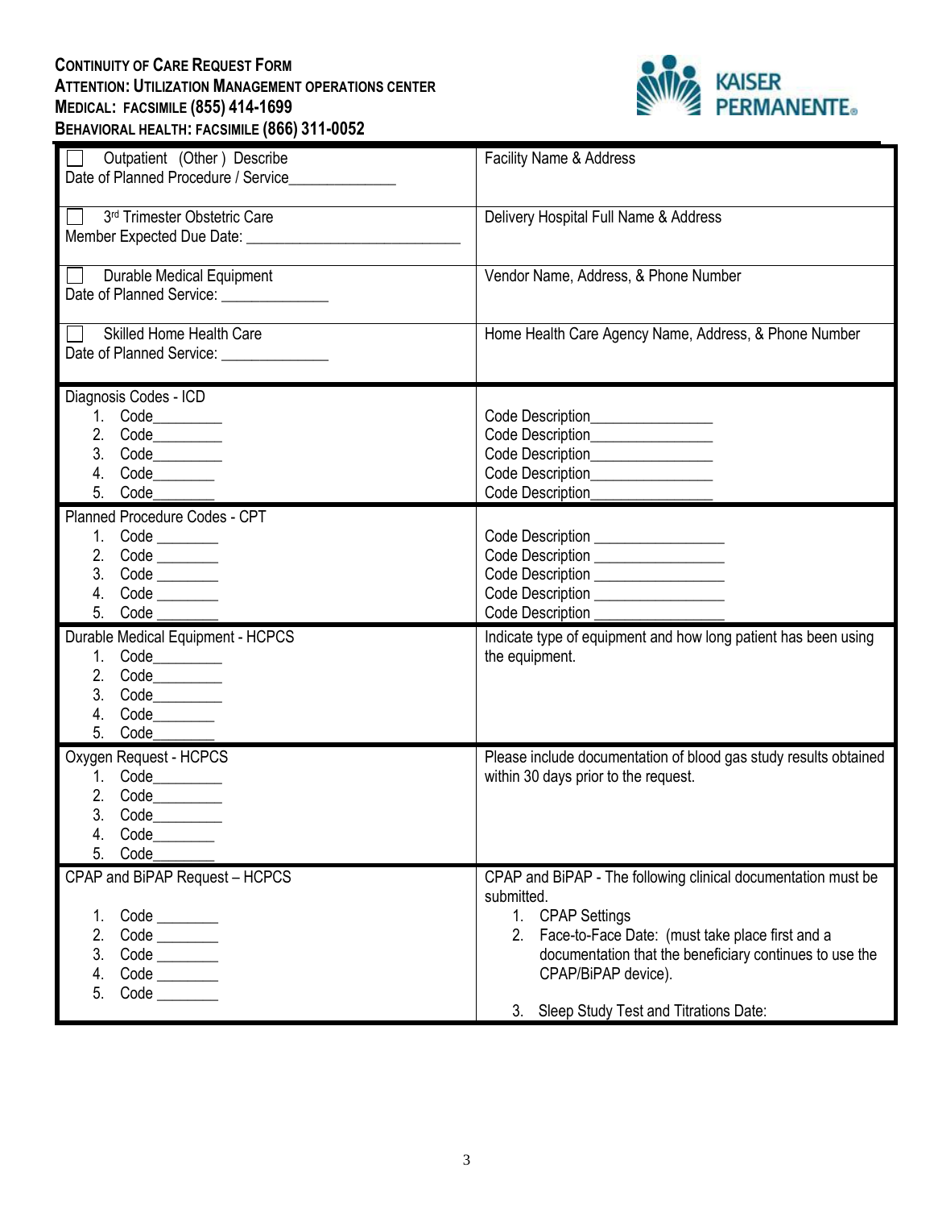**Continuity of Care Request Form**
**Attention: Utilization Management Operations Center**
**Medical: Facsimile (855) 414-1699**
**Behavioral Health: Facsimile (866) 311-0052**

| | |
|---|---|
| ☐ Outpatient (Other) Describe<br>Date of Planned Procedure / Service_____________ | Facility Name & Address |
| ☐ 3rd Trimester Obstetric Care<br>Member Expected Due Date: ___________________________ | Delivery Hospital Full Name & Address |
| ☐ Durable Medical Equipment<br>Date of Planned Service: _____________ | Vendor Name, Address, & Phone Number |
| ☐ Skilled Home Health Care<br>Date of Planned Service: _____________ | Home Health Care Agency Name, Address, & Phone Number |
| Diagnosis Codes - ICD<br>1. Code_________<br>2. Code_________<br>3. Code_________<br>4. Code________<br>5. Code________ | <br>Code Description_______________<br>Code Description_______________<br>Code Description_______________<br>Code Description_______________<br>Code Description_______________ |
| Planned Procedure Codes - CPT<br>1. Code ________<br>2. Code ________<br>3. Code ________<br>4. Code ________<br>5. Code ________ | <br>Code Description ________________<br>Code Description ________________<br>Code Description ________________<br>Code Description ________________<br>Code Description ________________ |
| Durable Medical Equipment - HCPCS<br>1. Code_________<br>2. Code_________<br>3. Code_________<br>4. Code________<br>5. Code________ | Indicate type of equipment and how long patient has been using the equipment. |
| Oxygen Request - HCPCS<br>1. Code_________<br>2. Code_________<br>3. Code_________<br>4. Code________<br>5. Code________ | Please include documentation of blood gas study results obtained within 30 days prior to the request. |
| CPAP and BiPAP Request – HCPCS<br>1. Code ________<br>2. Code ________<br>3. Code ________<br>4. Code ________<br>5. Code ________ | CPAP and BiPAP - The following clinical documentation must be submitted.<br>1. CPAP Settings<br>2. Face-to-Face Date: (must take place first and a documentation that the beneficiary continues to use the CPAP/BiPAP device).<br>3. Sleep Study Test and Titrations Date: |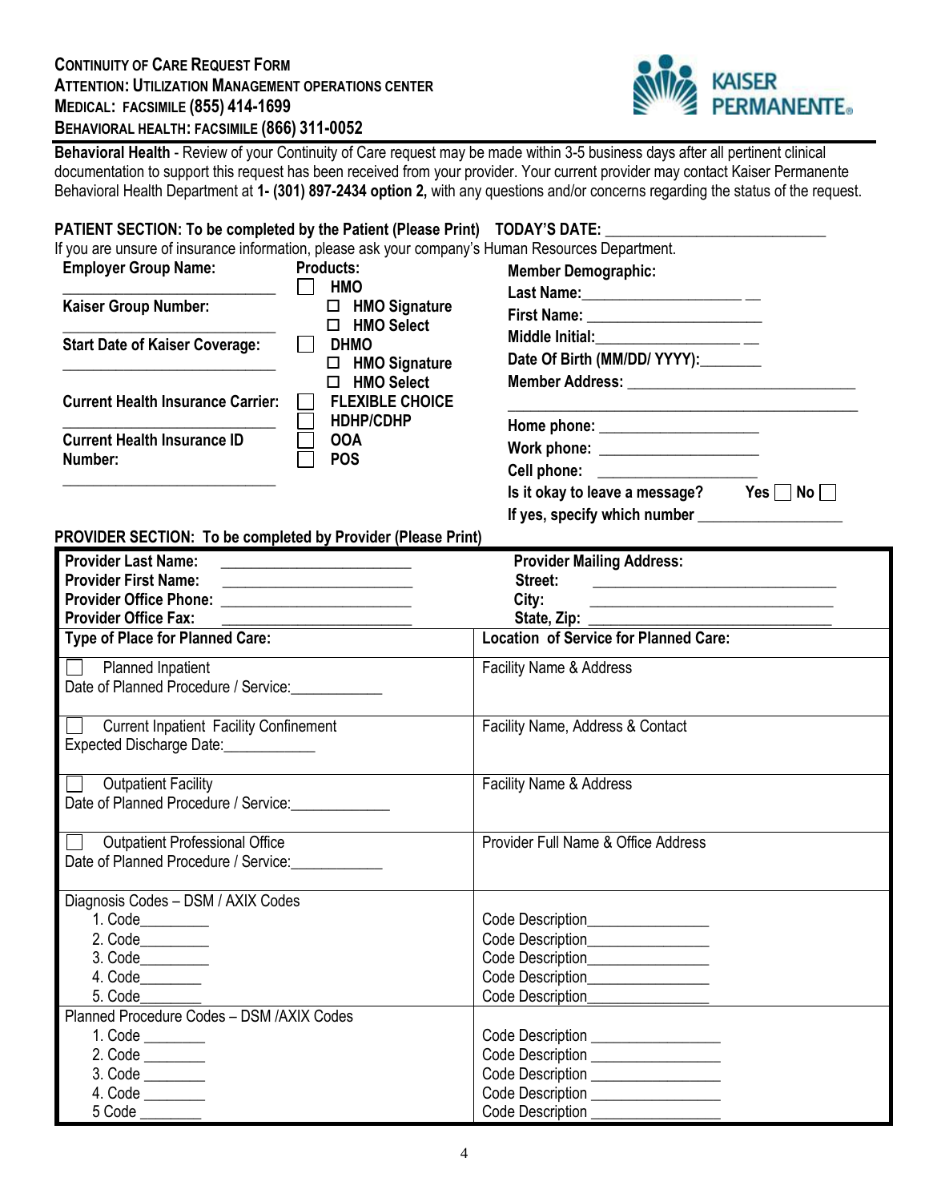# CONTINUITY OF CARE REQUEST FORM

**ATTENTION: UTILIZATION MANAGEMENT OPERATIONS CENTER**

**MEDICAL: FACSIMILE (855) 414-1699**

**BEHAVIORAL HEALTH: FACSIMILE (866) 311-0052**

KAISER PERMANENTE®

**Behavioral Health** - Review of your Continuity of Care request may be made within 3-5 business days after all pertinent clinical documentation to support this request has been received from your provider. Your current provider may contact Kaiser Permanente Behavioral Health Department at **1- (301) 897-2434 option 2,** with any questions and/or concerns regarding the status of the request.

**PATIENT SECTION: To be completed by the Patient (Please Print) TODAY'S DATE:** ___________________________

If you are unsure of insurance information, please ask your company's Human Resources Department.

**Employer Group Name:**

___________________________

**Kaiser Group Number:**

___________________________

**Start Date of Kaiser Coverage:**

___________________________

**Current Health Insurance Carrier:**

___________________________

**Current Health Insurance ID Number:**

___________________________

**Products:**

- ☐ **HMO**
  - ☐ **HMO Signature**
  - ☐ **HMO Select**
- ☐ **DHMO**
  - ☐ **HMO Signature**
  - ☐ **HMO Select**
- ☐ **FLEXIBLE CHOICE**
- ☐ **HDHP/CDHP**
- ☐ **OOA**
- ☐ **POS**

**Member Demographic:**

**Last Name:**____________________ __

**First Name:** ______________________

**Middle Initial:**__________________ __

**Date Of Birth (MM/DD/ YYYY):**________

**Member Address:** ______________________________

_____________________________________________

**Home phone:** ____________________

**Work phone:** ____________________

**Cell phone:** ____________________

**Is it okay to leave a message?** Yes ☐ No ☐

**If yes, specify which number** __________________

**PROVIDER SECTION: To be completed by Provider (Please Print)**

| **Provider Last Name:** ________________________<br>**Provider First Name:** ________________________<br>**Provider Office Phone:** ________________________<br>**Provider Office Fax:** ________________________ | **Provider Mailing Address:**<br>**Street:** ________________________________<br>**City:** ________________________________<br>**State, Zip:** ________________________________ |
|---|---|
| **Type of Place for Planned Care:** | **Location of Service for Planned Care:** |
| ☐ Planned Inpatient<br>Date of Planned Procedure / Service:____________ | Facility Name & Address |
| ☐ Current Inpatient Facility Confinement<br>Expected Discharge Date:____________ | Facility Name, Address & Contact |
| ☐ Outpatient Facility<br>Date of Planned Procedure / Service:_____________ | Facility Name & Address |
| ☐ Outpatient Professional Office<br>Date of Planned Procedure / Service:____________ | Provider Full Name & Office Address |
| Diagnosis Codes – DSM / AXIX Codes<br>1. Code_________<br>2. Code_________<br>3. Code_________<br>4. Code________<br>5. Code________ | <br>Code Description_______________<br>Code Description_______________<br>Code Description_______________<br>Code Description_______________<br>Code Description_______________ |
| Planned Procedure Codes – DSM /AXIX Codes<br>1. Code ________<br>2. Code ________<br>3. Code ________<br>4. Code ________<br>5 Code ________ | <br>Code Description ________________<br>Code Description ________________<br>Code Description ________________<br>Code Description ________________<br>Code Description ________________ |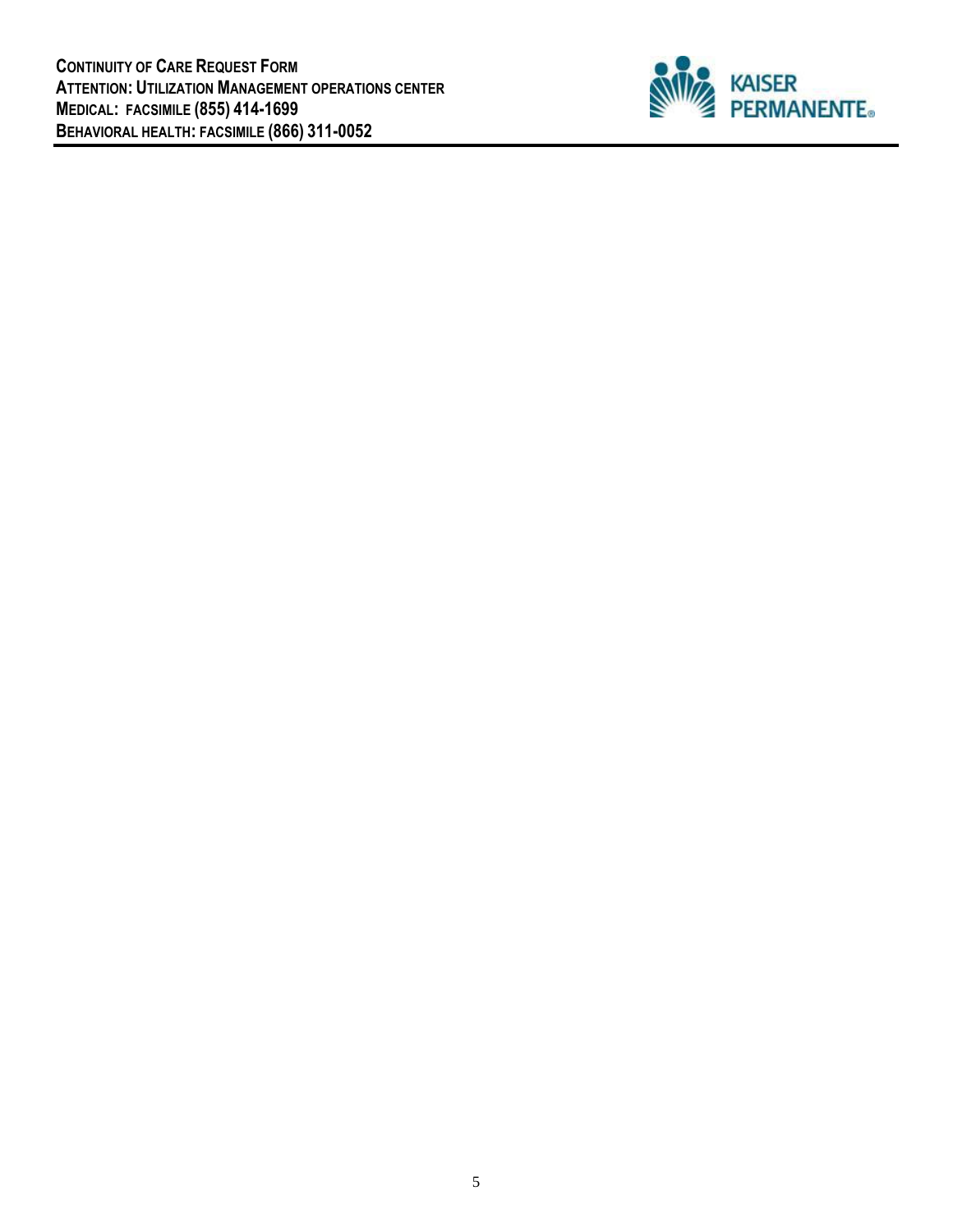**CONTINUITY OF CARE REQUEST FORM**
**ATTENTION: UTILIZATION MANAGEMENT OPERATIONS CENTER**
**MEDICAL: FACSIMILE (855) 414-1699**
**BEHAVIORAL HEALTH: FACSIMILE (866) 311-0052**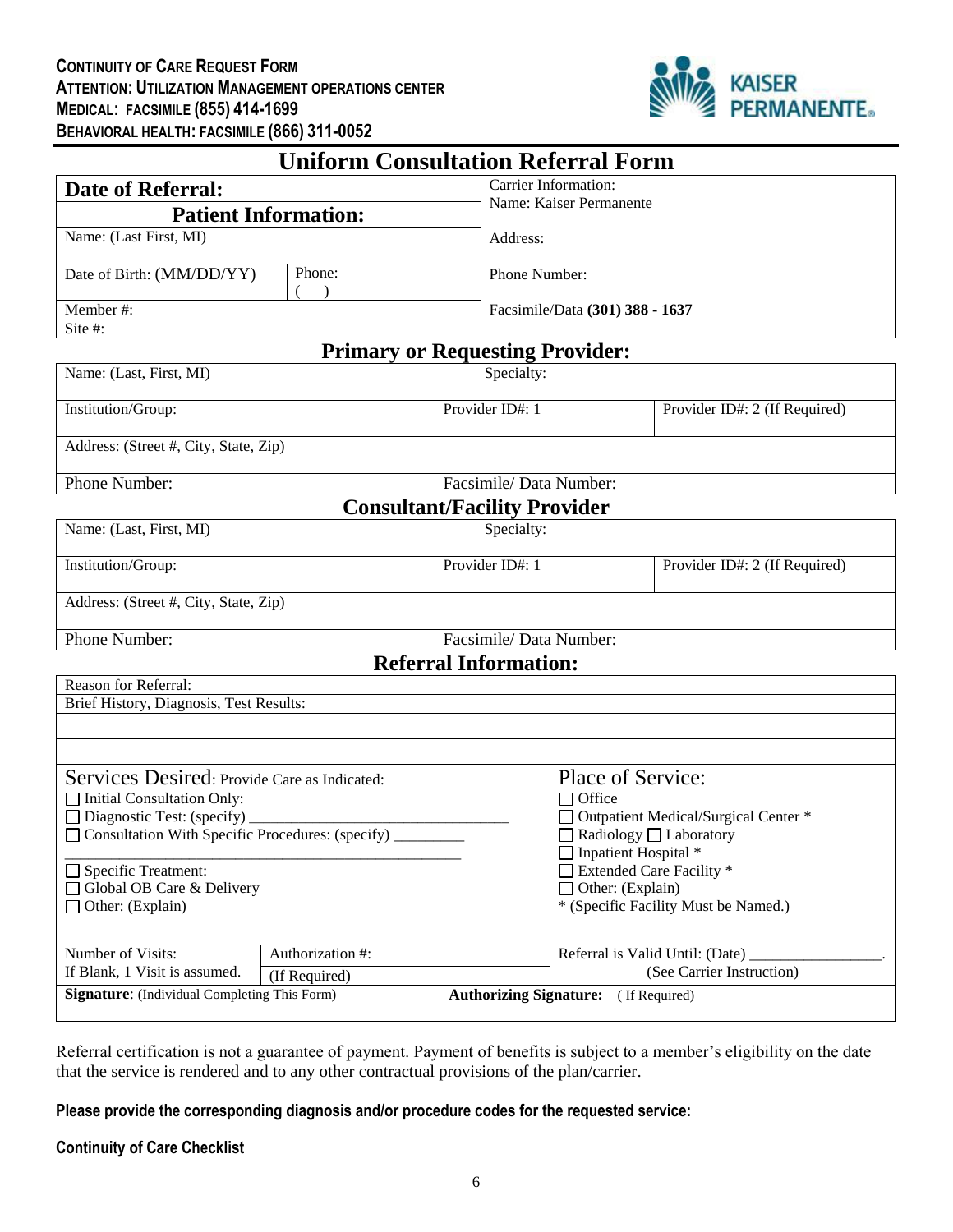**CONTINUITY OF CARE REQUEST FORM**
**ATTENTION: UTILIZATION MANAGEMENT OPERATIONS CENTER**
**MEDICAL: FACSIMILE (855) 414-1699**
**BEHAVIORAL HEALTH: FACSIMILE (866) 311-0052**

KAISER PERMANENTE®

# Uniform Consultation Referral Form

| **Date of Referral:** | | Carrier Information: Name: Kaiser Permanente |
|---|---|---|
| **Patient Information:** | | |
| Name: (Last First, MI) | | Address: |
| Date of Birth: (MM/DD/YY) | Phone: ( ) | Phone Number: |
| Member #: | | Facsimile/Data **(301) 388 - 1637** |
| Site #: | | |

## Primary or Requesting Provider:

| Name: (Last, First, MI) | Specialty: | |
|---|---|---|
| Institution/Group: | Provider ID#: 1 | Provider ID#: 2 (If Required) |
| Address: (Street #, City, State, Zip) | | |
| Phone Number: | Facsimile/ Data Number: | |

## Consultant/Facility Provider

| Name: (Last, First, MI) | Specialty: | |
|---|---|---|
| Institution/Group: | Provider ID#: 1 | Provider ID#: 2 (If Required) |
| Address: (Street #, City, State, Zip) | | |
| Phone Number: | Facsimile/ Data Number: | |

## Referral Information:

Reason for Referral:

Brief History, Diagnosis, Test Results:

**Services Desired**: Provide Care as Indicated:
- ☐ Initial Consultation Only:
- ☐ Diagnostic Test: (specify) ________________________________
- ☐ Consultation With Specific Procedures: (specify) _________ __________________________________________________
- ☐ Specific Treatment:
- ☐ Global OB Care & Delivery
- ☐ Other: (Explain)

**Place of Service:**
- ☐ Office
- ☐ Outpatient Medical/Surgical Center *
- ☐ Radiology ☐ Laboratory
- ☐ Inpatient Hospital *
- ☐ Extended Care Facility *
- ☐ Other: (Explain)

* (Specific Facility Must be Named.)

| Number of Visits: If Blank, 1 Visit is assumed. | Authorization #: (If Required) | Referral is Valid Until: (Date) ________________. (See Carrier Instruction) |
|---|---|---|
| **Signature**: (Individual Completing This Form) | **Authorizing Signature:** (If Required) | |

Referral certification is not a guarantee of payment. Payment of benefits is subject to a member's eligibility on the date that the service is rendered and to any other contractual provisions of the plan/carrier.

**Please provide the corresponding diagnosis and/or procedure codes for the requested service:**

**Continuity of Care Checklist**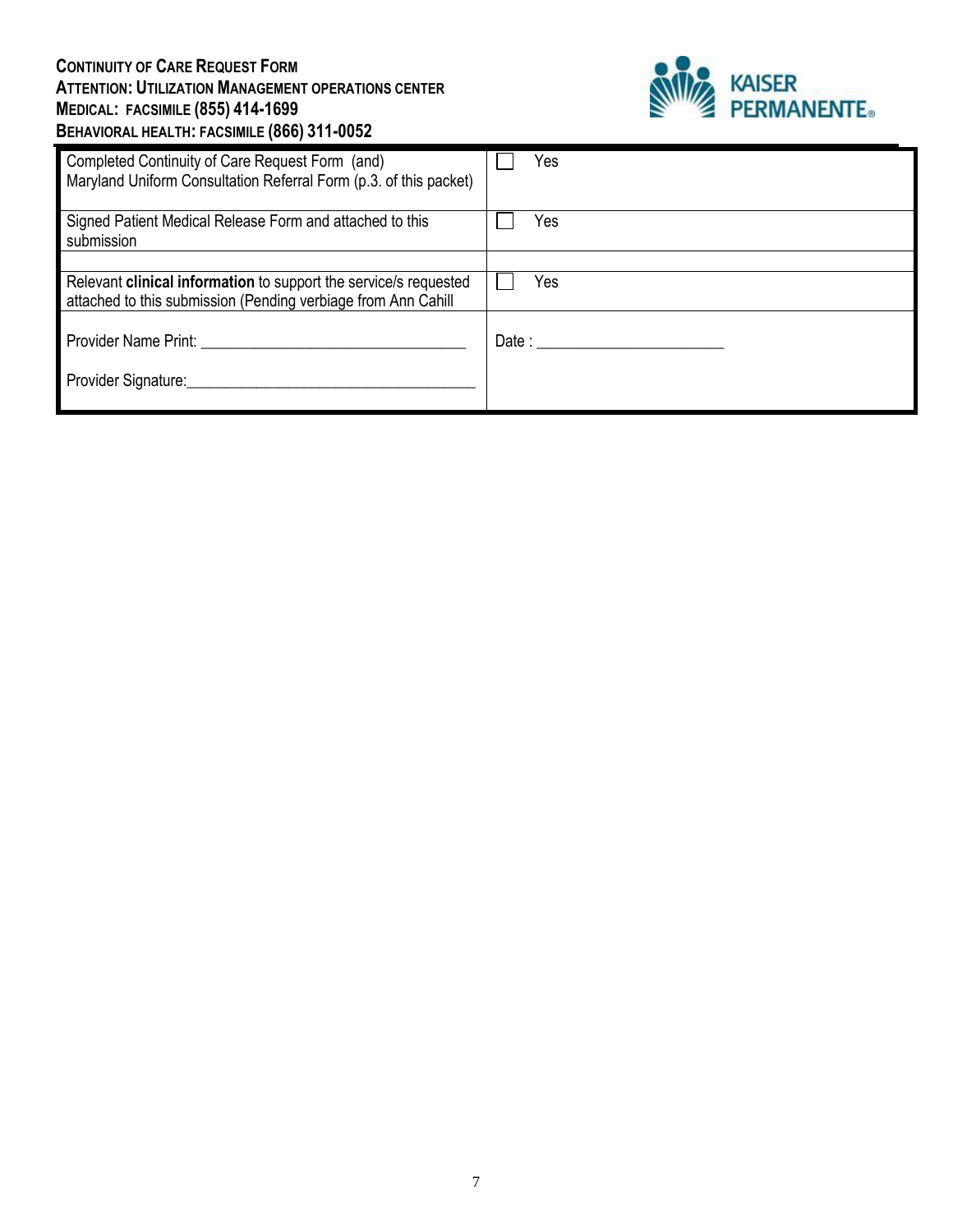**Continuity of Care Request Form**
**Attention: Utilization Management Operations Center**
**Medical: Facsimile (855) 414-1699**
**Behavioral Health: Facsimile (866) 311-0052**

| | |
|---|---|
| Completed Continuity of Care Request Form (and) Maryland Uniform Consultation Referral Form (p.3. of this packet) | ☐ Yes |
| Signed Patient Medical Release Form and attached to this submission | ☐ Yes |
| | |
| Relevant **clinical information** to support the service/s requested attached to this submission (Pending verbiage from Ann Cahill | ☐ Yes |
| Provider Name Print: ________________________________<br>Provider Signature:__________________________________ | Date : ______________________ |